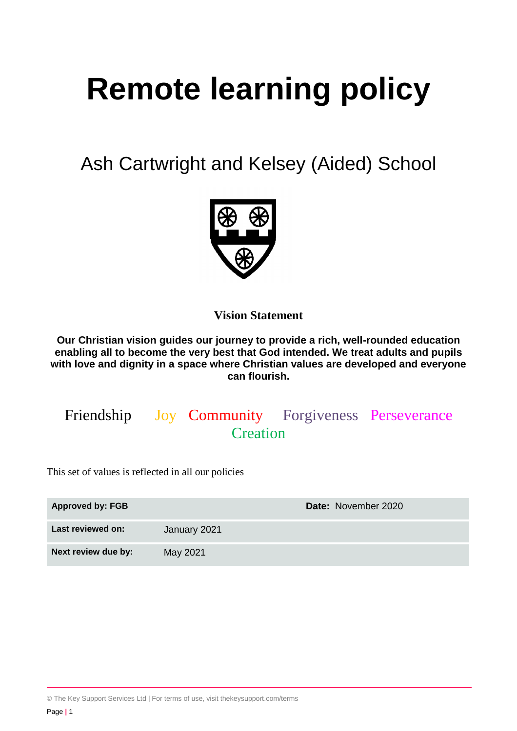# Remote learning policy

## Ash Cartwright and Kelsey (Aided) School

**Vision Statement**

**Our Christian vision guides our journey to provide a rich, well-rounded education enabling all to become the very best that God intended. We treat adults and pupils with love and dignity in a space where Christian values are developed and everyone can flourish.**

Friendship Joy Community Forgiveness Perseverance Creation

This set of values is reflected in all our policies

| **Approved by: FGB** | | **Date:** November 2020 |
|---|---|---|
| **Last reviewed on:** | January 2021 | |
| **Next review due by:** | May 2021 | |

© The Key Support Services Ltd | For terms of use, visit thekeysupport.com/terms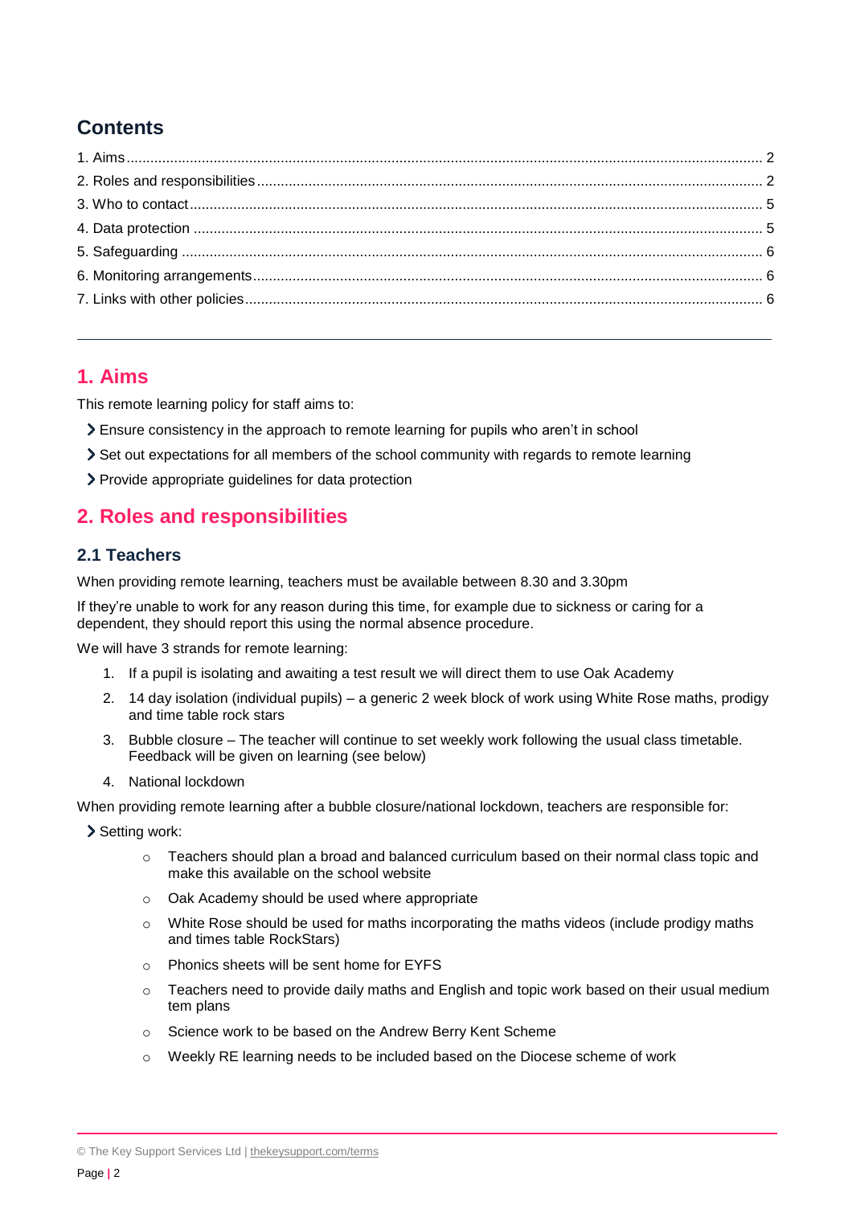## Contents

1. Aims ........ 2
2. Roles and responsibilities ........ 2
3. Who to contact ........ 5
4. Data protection ........ 5
5. Safeguarding ........ 6
6. Monitoring arrangements ........ 6
7. Links with other policies ........ 6

---

## 1. Aims

This remote learning policy for staff aims to:

- Ensure consistency in the approach to remote learning for pupils who aren't in school
- Set out expectations for all members of the school community with regards to remote learning
- Provide appropriate guidelines for data protection

## 2. Roles and responsibilities

### 2.1 Teachers

When providing remote learning, teachers must be available between 8.30 and 3.30pm

If they're unable to work for any reason during this time, for example due to sickness or caring for a dependent, they should report this using the normal absence procedure.

We will have 3 strands for remote learning:

1. If a pupil is isolating and awaiting a test result we will direct them to use Oak Academy
2. 14 day isolation (individual pupils) – a generic 2 week block of work using White Rose maths, prodigy and time table rock stars
3. Bubble closure – The teacher will continue to set weekly work following the usual class timetable. Feedback will be given on learning (see below)
4. National lockdown

When providing remote learning after a bubble closure/national lockdown, teachers are responsible for:

- Setting work:
    - Teachers should plan a broad and balanced curriculum based on their normal class topic and make this available on the school website
    - Oak Academy should be used where appropriate
    - White Rose should be used for maths incorporating the maths videos (include prodigy maths and times table RockStars)
    - Phonics sheets will be sent home for EYFS
    - Teachers need to provide daily maths and English and topic work based on their usual medium tem plans
    - Science work to be based on the Andrew Berry Kent Scheme
    - Weekly RE learning needs to be included based on the Diocese scheme of work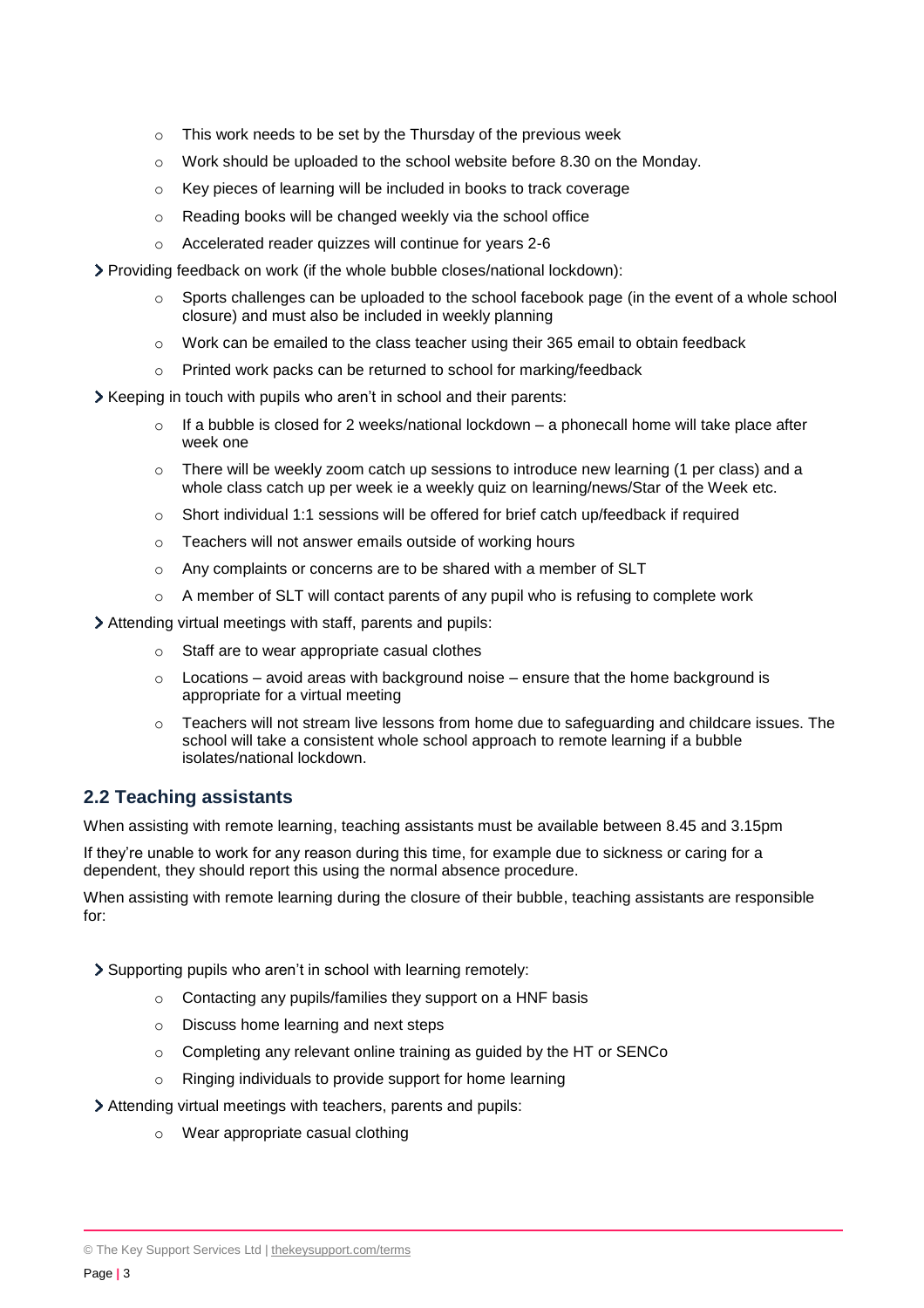- This work needs to be set by the Thursday of the previous week
  - Work should be uploaded to the school website before 8.30 on the Monday.
  - Key pieces of learning will be included in books to track coverage
  - Reading books will be changed weekly via the school office
  - Accelerated reader quizzes will continue for years 2-6

- Providing feedback on work (if the whole bubble closes/national lockdown):
  - Sports challenges can be uploaded to the school facebook page (in the event of a whole school closure) and must also be included in weekly planning
  - Work can be emailed to the class teacher using their 365 email to obtain feedback
  - Printed work packs can be returned to school for marking/feedback

- Keeping in touch with pupils who aren't in school and their parents:
  - If a bubble is closed for 2 weeks/national lockdown – a phonecall home will take place after week one
  - There will be weekly zoom catch up sessions to introduce new learning (1 per class) and a whole class catch up per week ie a weekly quiz on learning/news/Star of the Week etc.
  - Short individual 1:1 sessions will be offered for brief catch up/feedback if required
  - Teachers will not answer emails outside of working hours
  - Any complaints or concerns are to be shared with a member of SLT
  - A member of SLT will contact parents of any pupil who is refusing to complete work

- Attending virtual meetings with staff, parents and pupils:
  - Staff are to wear appropriate casual clothes
  - Locations – avoid areas with background noise – ensure that the home background is appropriate for a virtual meeting
  - Teachers will not stream live lessons from home due to safeguarding and childcare issues. The school will take a consistent whole school approach to remote learning if a bubble isolates/national lockdown.

## 2.2 Teaching assistants

When assisting with remote learning, teaching assistants must be available between 8.45 and 3.15pm

If they're unable to work for any reason during this time, for example due to sickness or caring for a dependent, they should report this using the normal absence procedure.

When assisting with remote learning during the closure of their bubble, teaching assistants are responsible for:

- Supporting pupils who aren't in school with learning remotely:
  - Contacting any pupils/families they support on a HNF basis
  - Discuss home learning and next steps
  - Completing any relevant online training as guided by the HT or SENCo
  - Ringing individuals to provide support for home learning

- Attending virtual meetings with teachers, parents and pupils:
  - Wear appropriate casual clothing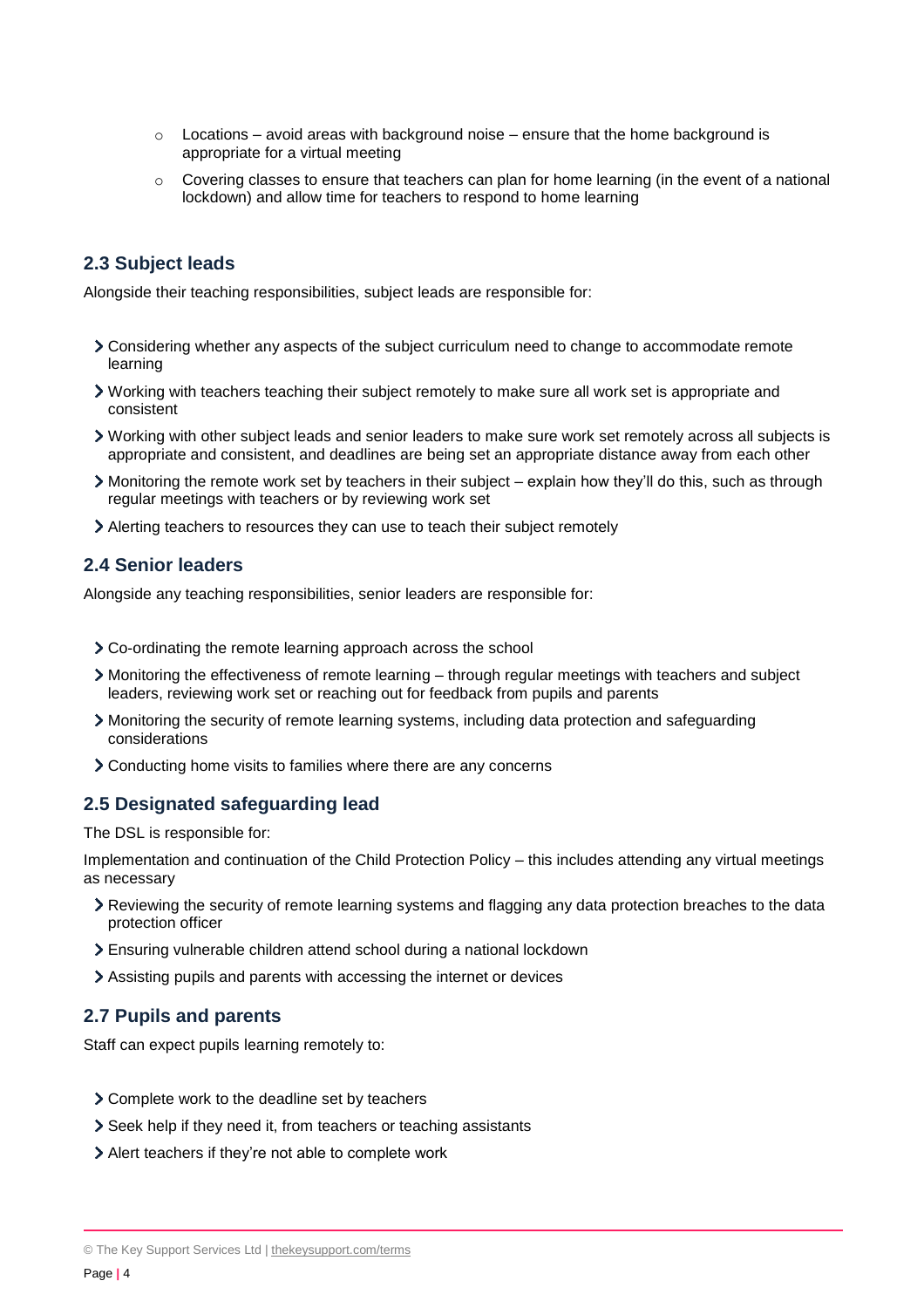- Locations – avoid areas with background noise – ensure that the home background is appropriate for a virtual meeting
- Covering classes to ensure that teachers can plan for home learning (in the event of a national lockdown) and allow time for teachers to respond to home learning

## 2.3 Subject leads

Alongside their teaching responsibilities, subject leads are responsible for:

- Considering whether any aspects of the subject curriculum need to change to accommodate remote learning
- Working with teachers teaching their subject remotely to make sure all work set is appropriate and consistent
- Working with other subject leads and senior leaders to make sure work set remotely across all subjects is appropriate and consistent, and deadlines are being set an appropriate distance away from each other
- Monitoring the remote work set by teachers in their subject – explain how they'll do this, such as through regular meetings with teachers or by reviewing work set
- Alerting teachers to resources they can use to teach their subject remotely

## 2.4 Senior leaders

Alongside any teaching responsibilities, senior leaders are responsible for:

- Co-ordinating the remote learning approach across the school
- Monitoring the effectiveness of remote learning – through regular meetings with teachers and subject leaders, reviewing work set or reaching out for feedback from pupils and parents
- Monitoring the security of remote learning systems, including data protection and safeguarding considerations
- Conducting home visits to families where there are any concerns

## 2.5 Designated safeguarding lead

The DSL is responsible for:

Implementation and continuation of the Child Protection Policy – this includes attending any virtual meetings as necessary

- Reviewing the security of remote learning systems and flagging any data protection breaches to the data protection officer
- Ensuring vulnerable children attend school during a national lockdown
- Assisting pupils and parents with accessing the internet or devices

## 2.7 Pupils and parents

Staff can expect pupils learning remotely to:

- Complete work to the deadline set by teachers
- Seek help if they need it, from teachers or teaching assistants
- Alert teachers if they're not able to complete work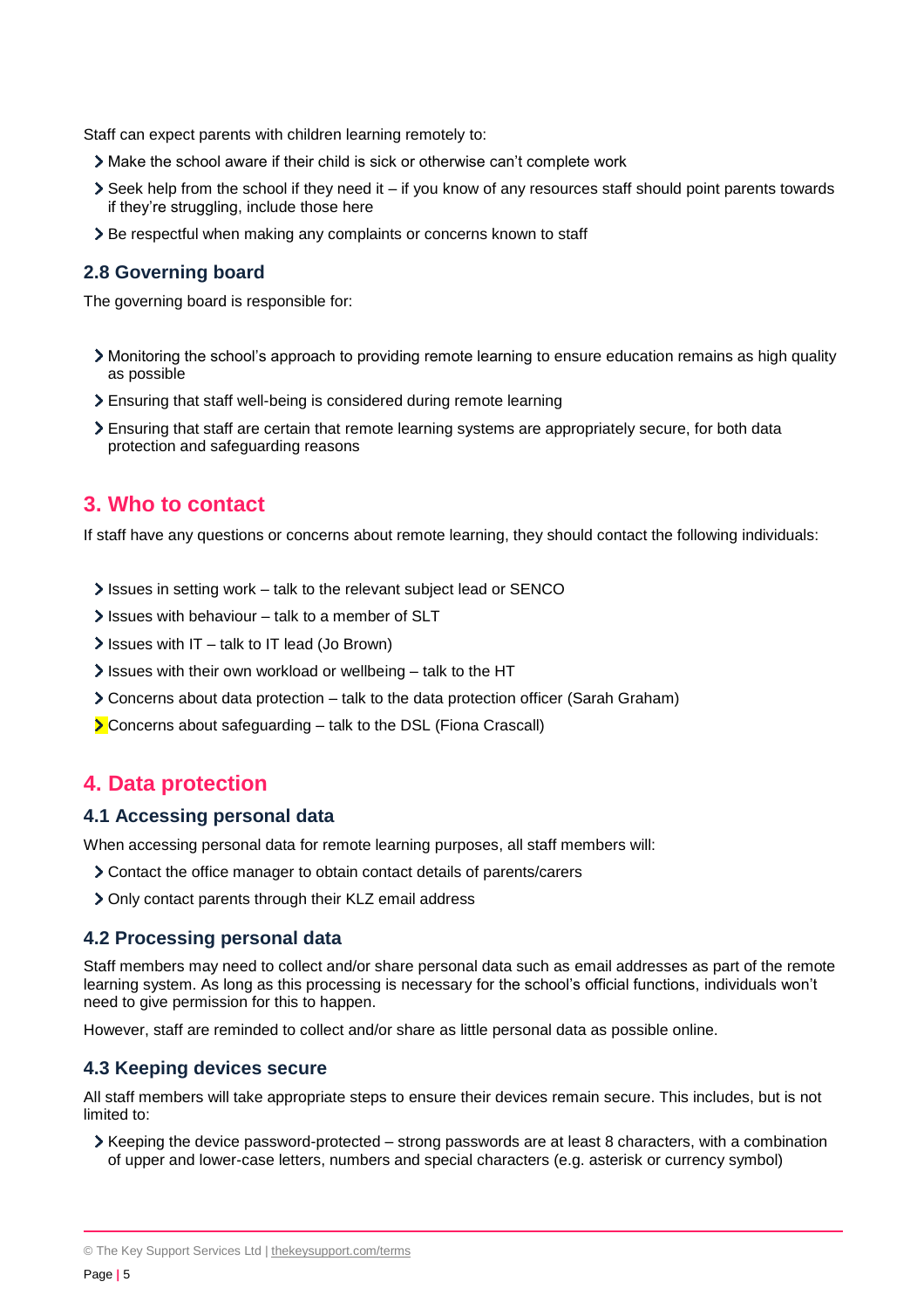Staff can expect parents with children learning remotely to:

- Make the school aware if their child is sick or otherwise can't complete work
- Seek help from the school if they need it – if you know of any resources staff should point parents towards if they're struggling, include those here
- Be respectful when making any complaints or concerns known to staff

### 2.8 Governing board

The governing board is responsible for:

- Monitoring the school's approach to providing remote learning to ensure education remains as high quality as possible
- Ensuring that staff well-being is considered during remote learning
- Ensuring that staff are certain that remote learning systems are appropriately secure, for both data protection and safeguarding reasons

## 3. Who to contact

If staff have any questions or concerns about remote learning, they should contact the following individuals:

- Issues in setting work – talk to the relevant subject lead or SENCO
- Issues with behaviour – talk to a member of SLT
- Issues with IT – talk to IT lead (Jo Brown)
- Issues with their own workload or wellbeing – talk to the HT
- Concerns about data protection – talk to the data protection officer (Sarah Graham)
- Concerns about safeguarding – talk to the DSL (Fiona Crascall)

## 4. Data protection

### 4.1 Accessing personal data

When accessing personal data for remote learning purposes, all staff members will:

- Contact the office manager to obtain contact details of parents/carers
- Only contact parents through their KLZ email address

### 4.2 Processing personal data

Staff members may need to collect and/or share personal data such as email addresses as part of the remote learning system. As long as this processing is necessary for the school's official functions, individuals won't need to give permission for this to happen.

However, staff are reminded to collect and/or share as little personal data as possible online.

### 4.3 Keeping devices secure

All staff members will take appropriate steps to ensure their devices remain secure. This includes, but is not limited to:

- Keeping the device password-protected – strong passwords are at least 8 characters, with a combination of upper and lower-case letters, numbers and special characters (e.g. asterisk or currency symbol)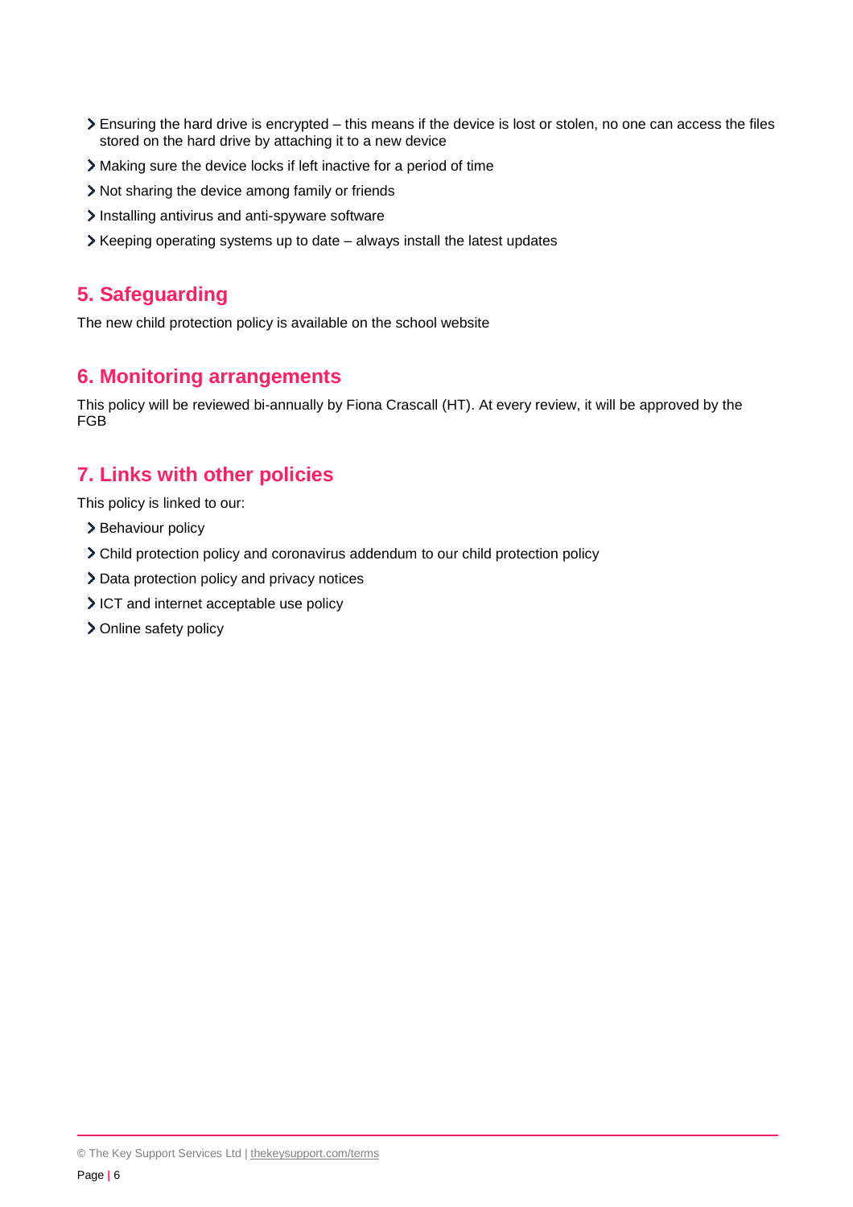- Ensuring the hard drive is encrypted – this means if the device is lost or stolen, no one can access the files stored on the hard drive by attaching it to a new device
- Making sure the device locks if left inactive for a period of time
- Not sharing the device among family or friends
- Installing antivirus and anti-spyware software
- Keeping operating systems up to date – always install the latest updates

## 5. Safeguarding

The new child protection policy is available on the school website

## 6. Monitoring arrangements

This policy will be reviewed bi-annually by Fiona Crascall (HT). At every review, it will be approved by the FGB

## 7. Links with other policies

This policy is linked to our:

- Behaviour policy
- Child protection policy and coronavirus addendum to our child protection policy
- Data protection policy and privacy notices
- ICT and internet acceptable use policy
- Online safety policy